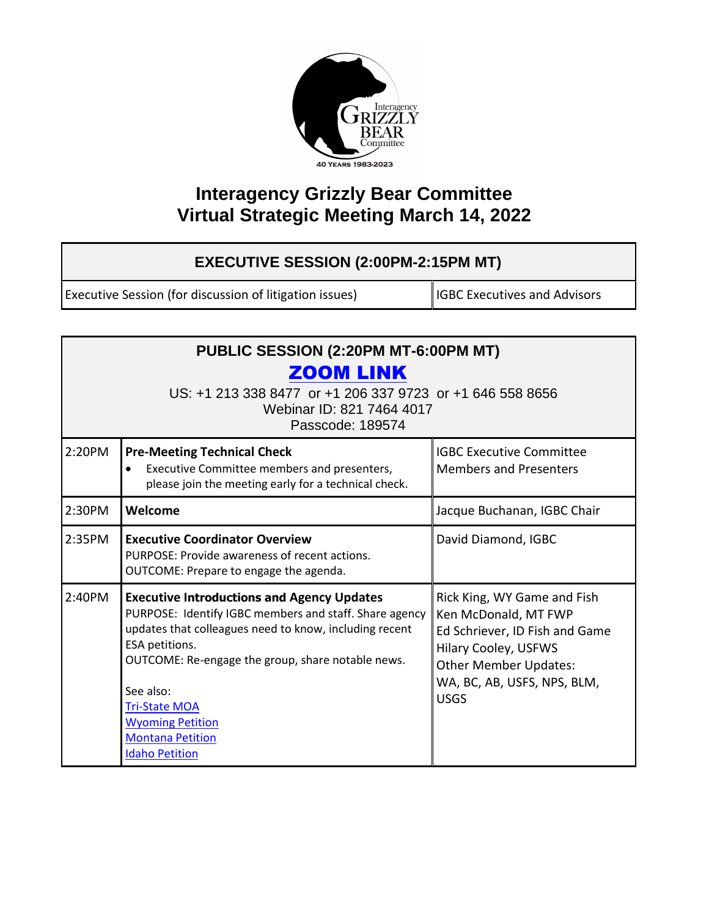Interagency Grizzly Bear Committee

40 YEARS 1983-2023

# Interagency Grizzly Bear Committee
# Virtual Strategic Meeting March 14, 2022

| EXECUTIVE SESSION (2:00PM-2:15PM MT) | |
|---|---|
| Executive Session (for discussion of litigation issues) | IGBC Executives and Advisors |

**PUBLIC SESSION (2:20PM MT-6:00PM MT)**

**ZOOM LINK**

US: +1 213 338 8477 or +1 206 337 9723 or +1 646 558 8656
Webinar ID: 821 7464 4017
Passcode: 189574

| Time | Agenda Item | Presenter |
|---|---|---|
| 2:20PM | **Pre-Meeting Technical Check**<br>• Executive Committee members and presenters, please join the meeting early for a technical check. | IGBC Executive Committee Members and Presenters |
| 2:30PM | **Welcome** | Jacque Buchanan, IGBC Chair |
| 2:35PM | **Executive Coordinator Overview**<br>PURPOSE: Provide awareness of recent actions.<br>OUTCOME: Prepare to engage the agenda. | David Diamond, IGBC |
| 2:40PM | **Executive Introductions and Agency Updates**<br>PURPOSE: Identify IGBC members and staff. Share agency updates that colleagues need to know, including recent ESA petitions.<br>OUTCOME: Re-engage the group, share notable news.<br><br>See also:<br>Tri-State MOA<br>Wyoming Petition<br>Montana Petition<br>Idaho Petition | Rick King, WY Game and Fish<br>Ken McDonald, MT FWP<br>Ed Schriever, ID Fish and Game<br>Hilary Cooley, USFWS<br>Other Member Updates: WA, BC, AB, USFS, NPS, BLM, USGS |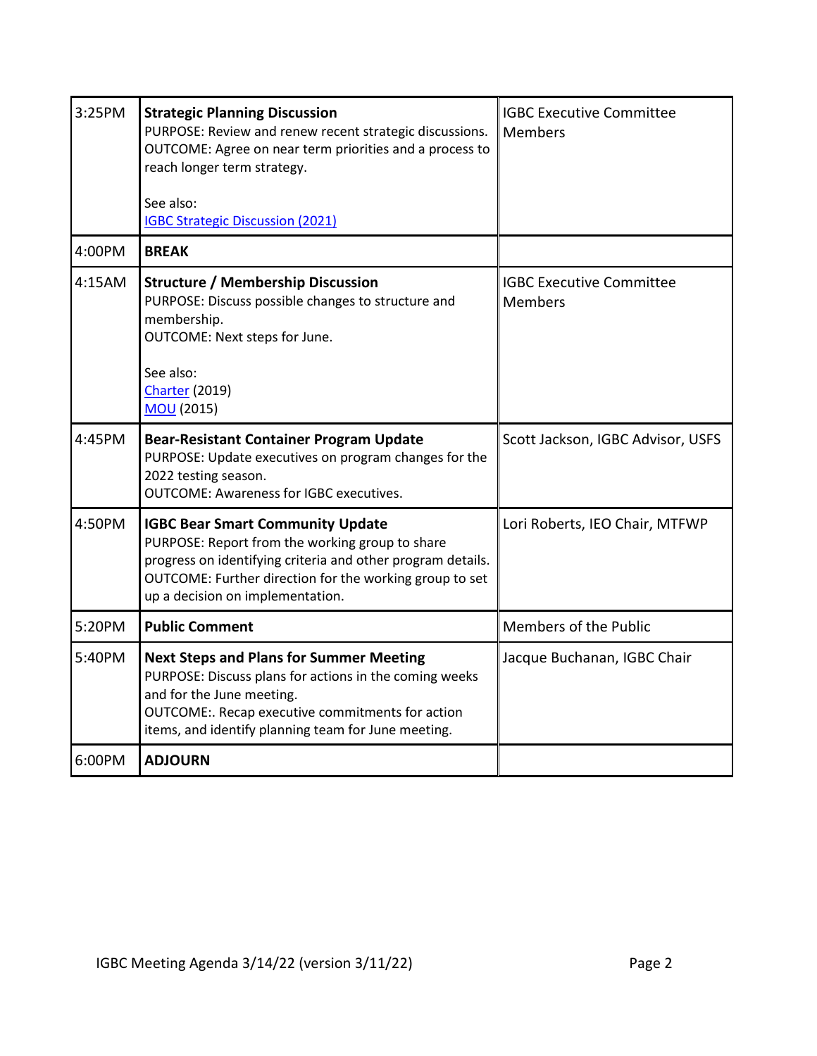| | | |
|---|---|---|
| 3:25PM | **Strategic Planning Discussion**<br>PURPOSE: Review and renew recent strategic discussions.<br>OUTCOME: Agree on near term priorities and a process to reach longer term strategy.<br><br>See also:<br>IGBC Strategic Discussion (2021) | IGBC Executive Committee Members |
| 4:00PM | **BREAK** | |
| 4:15AM | **Structure / Membership Discussion**<br>PURPOSE: Discuss possible changes to structure and membership.<br>OUTCOME: Next steps for June.<br><br>See also:<br>Charter (2019)<br>MOU (2015) | IGBC Executive Committee Members |
| 4:45PM | **Bear-Resistant Container Program Update**<br>PURPOSE: Update executives on program changes for the 2022 testing season.<br>OUTCOME: Awareness for IGBC executives. | Scott Jackson, IGBC Advisor, USFS |
| 4:50PM | **IGBC Bear Smart Community Update**<br>PURPOSE: Report from the working group to share progress on identifying criteria and other program details.<br>OUTCOME: Further direction for the working group to set up a decision on implementation. | Lori Roberts, IEO Chair, MTFWP |
| 5:20PM | **Public Comment** | Members of the Public |
| 5:40PM | **Next Steps and Plans for Summer Meeting**<br>PURPOSE: Discuss plans for actions in the coming weeks and for the June meeting.<br>OUTCOME:. Recap executive commitments for action items, and identify planning team for June meeting. | Jacque Buchanan, IGBC Chair |
| 6:00PM | **ADJOURN** | |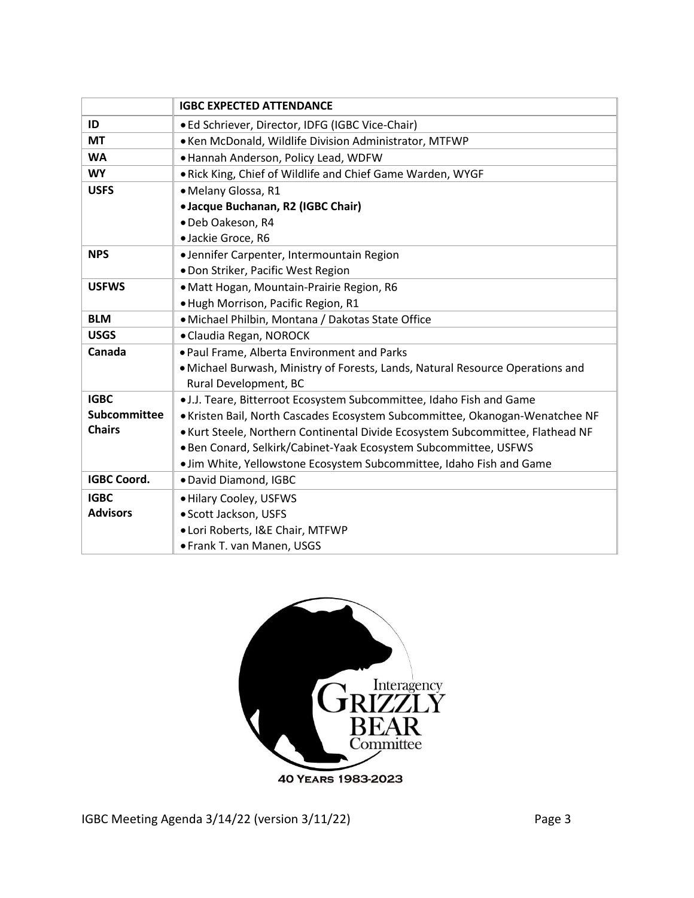| | IGBC EXPECTED ATTENDANCE |
|---|---|
| **ID** | • Ed Schriever, Director, IDFG (IGBC Vice-Chair) |
| **MT** | • Ken McDonald, Wildlife Division Administrator, MTFWP |
| **WA** | • Hannah Anderson, Policy Lead, WDFW |
| **WY** | • Rick King, Chief of Wildlife and Chief Game Warden, WYGF |
| **USFS** | • Melany Glossa, R1<br>• **Jacque Buchanan, R2 (IGBC Chair)**<br>• Deb Oakeson, R4<br>• Jackie Groce, R6 |
| **NPS** | • Jennifer Carpenter, Intermountain Region<br>• Don Striker, Pacific West Region |
| **USFWS** | • Matt Hogan, Mountain-Prairie Region, R6<br>• Hugh Morrison, Pacific Region, R1 |
| **BLM** | • Michael Philbin, Montana / Dakotas State Office |
| **USGS** | • Claudia Regan, NOROCK |
| **Canada** | • Paul Frame, Alberta Environment and Parks<br>• Michael Burwash, Ministry of Forests, Lands, Natural Resource Operations and Rural Development, BC |
| **IGBC Subcommittee Chairs** | • J.J. Teare, Bitterroot Ecosystem Subcommittee, Idaho Fish and Game<br>• Kristen Bail, North Cascades Ecosystem Subcommittee, Okanogan-Wenatchee NF<br>• Kurt Steele, Northern Continental Divide Ecosystem Subcommittee, Flathead NF<br>• Ben Conard, Selkirk/Cabinet-Yaak Ecosystem Subcommittee, USFWS<br>• Jim White, Yellowstone Ecosystem Subcommittee, Idaho Fish and Game |
| **IGBC Coord.** | • David Diamond, IGBC |
| **IGBC Advisors** | • Hilary Cooley, USFWS<br>• Scott Jackson, USFS<br>• Lori Roberts, I&E Chair, MTFWP<br>• Frank T. van Manen, USGS |

Interagency Grizzly Bear Committee

40 Years 1983-2023

IGBC Meeting Agenda 3/14/22 (version 3/11/22)